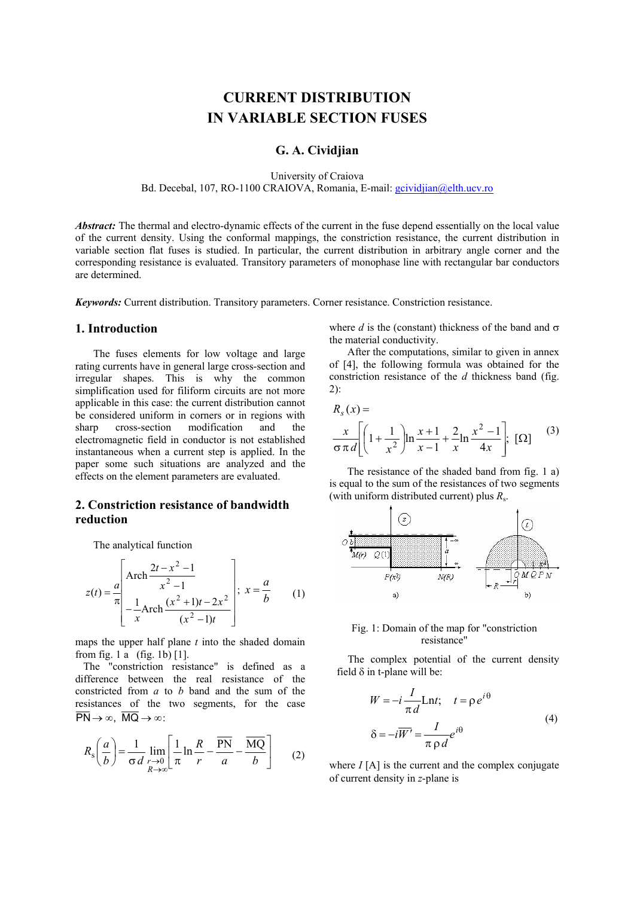# CURRENT DISTRIBUTION IN VARIABLE SECTION FUSES

**G. A. Cividjian**

University of Craiova
Bd. Decebal, 107, RO-1100 CRAIOVA, Romania, E-mail: gcividjian@elth.ucv.ro

***Abstract:*** The thermal and electro-dynamic effects of the current in the fuse depend essentially on the local value of the current density. Using the conformal mappings, the constriction resistance, the current distribution in variable section flat fuses is studied. In particular, the current distribution in arbitrary angle corner and the corresponding resistance is evaluated. Transitory parameters of monophase line with rectangular bar conductors are determined.

***Keywords:*** Current distribution. Transitory parameters. Corner resistance. Constriction resistance.

## 1. Introduction

The fuses elements for low voltage and large rating currents have in general large cross-section and irregular shapes. This is why the common simplification used for filiform circuits are not more applicable in this case: the current distribution cannot be considered uniform in corners or in regions with sharp cross-section modification and the electromagnetic field in conductor is not established instantaneous when a current step is applied. In the paper some such situations are analyzed and the effects on the element parameters are evaluated.

## 2. Constriction resistance of bandwidth reduction

The analytical function

$$z(t) = \frac{a}{\pi}\left[\operatorname{Arch}\frac{2t - x^2 - 1}{x^2 - 1} - \frac{1}{x}\operatorname{Arch}\frac{(x^2+1)t - 2x^2}{(x^2-1)t}\right];\; x = \frac{a}{b} \tag{1}$$

maps the upper half plane $t$ into the shaded domain from fig. 1 a (fig. 1b) [1].

The "constriction resistance" is defined as a difference between the real resistance of the constricted from $a$ to $b$ band and the sum of the resistances of the two segments, for the case $\overline{PN} \to \infty$, $\overline{MQ} \to \infty$:

$$R_s\left(\frac{a}{b}\right) = \frac{1}{\sigma d}\lim_{\substack{r\to 0\\ R\to\infty}}\left[\frac{1}{\pi}\ln\frac{R}{r} - \frac{\overline{PN}}{a} - \frac{\overline{MQ}}{b}\right] \tag{2}$$

where $d$ is the (constant) thickness of the band and $\sigma$ the material conductivity.

After the computations, similar to given in annex of [4], the following formula was obtained for the constriction resistance of the $d$ thickness band (fig. 2):

$$R_s(x) = \frac{x}{\sigma\pi d}\left[\left(1 + \frac{1}{x^2}\right)\ln\frac{x+1}{x-1} + \frac{2}{x}\ln\frac{x^2-1}{4x}\right];\; [\Omega] \tag{3}$$

The resistance of the shaded band from fig. 1 a) is equal to the sum of the resistances of two segments (with uniform distributed current) plus $R_s$.

Fig. 1: Domain of the map for "constriction resistance"

The complex potential of the current density field $\delta$ in t-plane will be:

$$W = -i\frac{I}{\pi d}\operatorname{Ln}t; \quad t = \rho e^{i\theta}$$
$$\delta = -i\overline{W'} = \frac{I}{\pi\rho d}e^{i\theta} \tag{4}$$

where $I$ [A] is the current and the complex conjugate of current density in $z$-plane is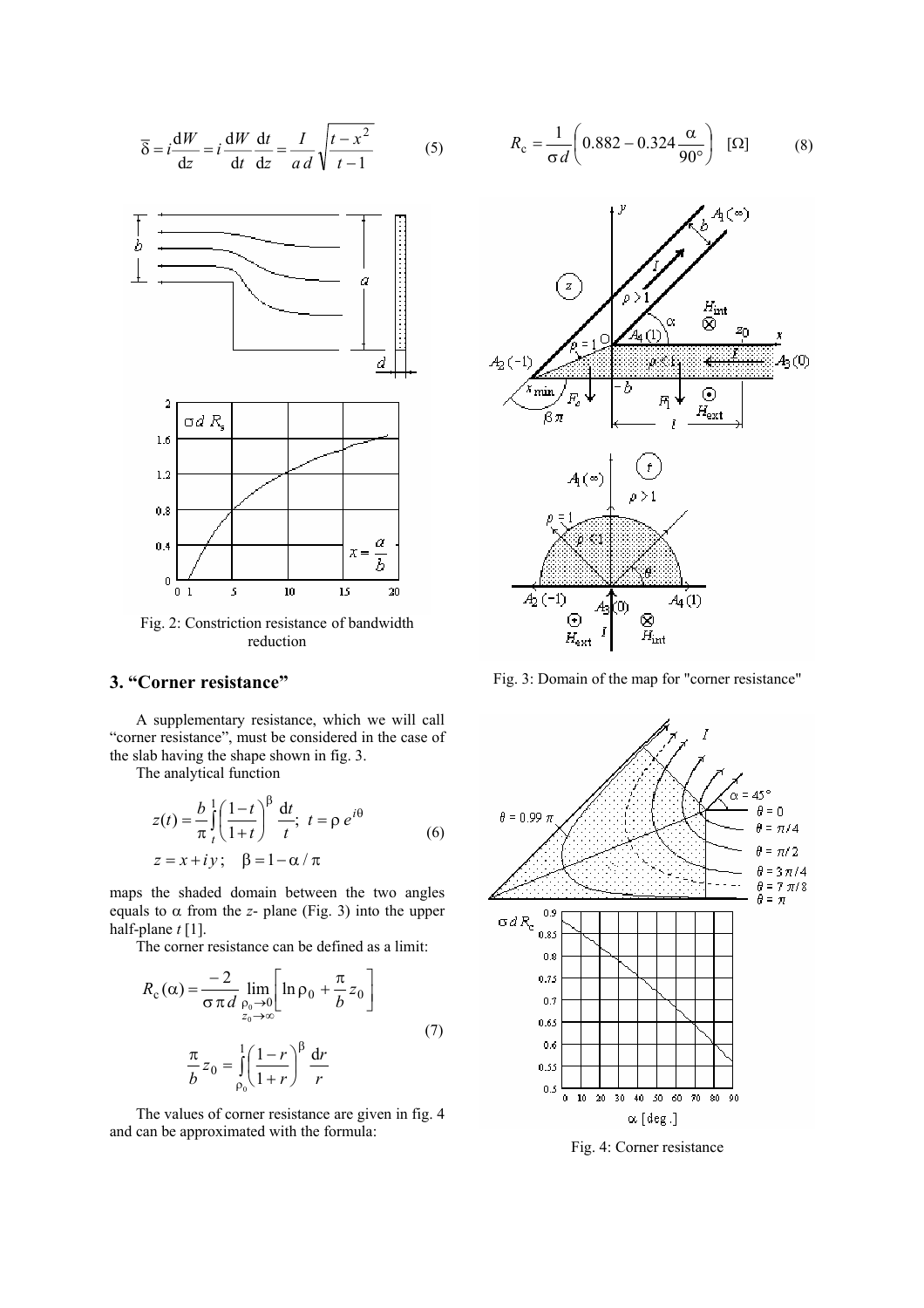$$\overline{\delta} = i\frac{\mathrm{d}W}{\mathrm{d}z} = i\frac{\mathrm{d}W}{\mathrm{d}t}\frac{\mathrm{d}t}{\mathrm{d}z} = \frac{I}{a\,d}\sqrt{\frac{t-x^2}{t-1}} \qquad (5)$$

Fig. 2: Constriction resistance of bandwidth reduction

## 3. "Corner resistance"

A supplementary resistance, which we will call "corner resistance", must be considered in the case of the slab having the shape shown in fig. 3.

The analytical function

$$z(t) = \frac{b}{\pi}\int_t^1 \left(\frac{1-t}{1+t}\right)^{\beta} \frac{\mathrm{d}t}{t}; \;\; t = \rho\, e^{i\theta}$$
$$z = x + i\,y; \quad \beta = 1 - \alpha/\pi \qquad (6)$$

maps the shaded domain between the two angles equals to $\alpha$ from the $z$- plane (Fig. 3) into the upper half-plane $t$ [1].

The corner resistance can be defined as a limit:

$$R_{\mathrm{c}}(\alpha) = \frac{-2}{\sigma\,\pi\,d}\lim_{\substack{\rho_0 \to 0 \\ z_0 \to \infty}}\left[\ln \rho_0 + \frac{\pi}{b} z_0\right]$$
$$\frac{\pi}{b} z_0 = \int_{\rho_0}^{1} \left(\frac{1-r}{1+r}\right)^{\beta} \frac{\mathrm{d}r}{r} \qquad (7)$$

The values of corner resistance are given in fig. 4 and can be approximated with the formula:

$$R_{\mathrm{c}} = \frac{1}{\sigma\,d}\left(0.882 - 0.324\frac{\alpha}{90^\circ}\right) \quad [\Omega] \qquad (8)$$

Fig. 3: Domain of the map for "corner resistance"

Fig. 4: Corner resistance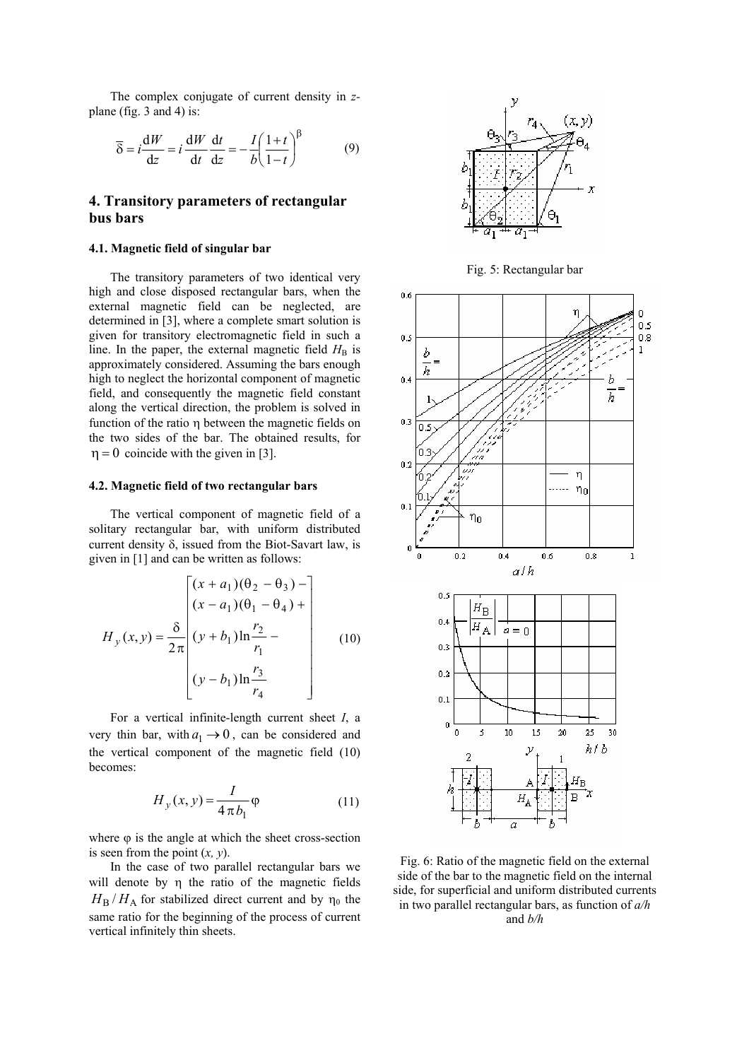The complex conjugate of current density in *z*-plane (fig. 3 and 4) is:

$$\overline{\delta} = i\frac{\mathrm{d}W}{\mathrm{d}z} = i\frac{\mathrm{d}W}{\mathrm{d}t}\frac{\mathrm{d}t}{\mathrm{d}z} = -\frac{I}{b}\left(\frac{1+t}{1-t}\right)^{\beta} \tag{9}$$

## 4. Transitory parameters of rectangular bus bars

### 4.1. Magnetic field of singular bar

The transitory parameters of two identical very high and close disposed rectangular bars, when the external magnetic field can be neglected, are determined in [3], where a complete smart solution is given for transitory electromagnetic field in such a line. In the paper, the external magnetic field $H_B$ is approximately considered. Assuming the bars enough high to neglect the horizontal component of magnetic field, and consequently the magnetic field constant along the vertical direction, the problem is solved in function of the ratio $\eta$ between the magnetic fields on the two sides of the bar. The obtained results, for $\eta = 0$ coincide with the given in [3].

### 4.2. Magnetic field of two rectangular bars

The vertical component of magnetic field of a solitary rectangular bar, with uniform distributed current density $\delta$, issued from the Biot-Savart law, is given in [1] and can be written as follows:

$$H_y(x,y) = \frac{\delta}{2\pi}\begin{bmatrix} (x+a_1)(\theta_2 - \theta_3) - \\ (x-a_1)(\theta_1 - \theta_4) + \\ (y+b_1)\ln\dfrac{r_2}{r_1} - \\ (y-b_1)\ln\dfrac{r_3}{r_4} \end{bmatrix} \tag{10}$$

For a vertical infinite-length current sheet $I$, a very thin bar, with $a_1 \to 0$, can be considered and the vertical component of the magnetic field (10) becomes:

$$H_y(x,y) = \frac{I}{4\pi b_1}\varphi \tag{11}$$

where $\varphi$ is the angle at which the sheet cross-section is seen from the point $(x, y)$.

In the case of two parallel rectangular bars we will denote by $\eta$ the ratio of the magnetic fields $H_B / H_A$ for stabilized direct current and by $\eta_0$ the same ratio for the beginning of the process of current vertical infinitely thin sheets.

Fig. 5: Rectangular bar

Fig. 6: Ratio of the magnetic field on the external side of the bar to the magnetic field on the internal side, for superficial and uniform distributed currents in two parallel rectangular bars, as function of *a/h* and *b/h*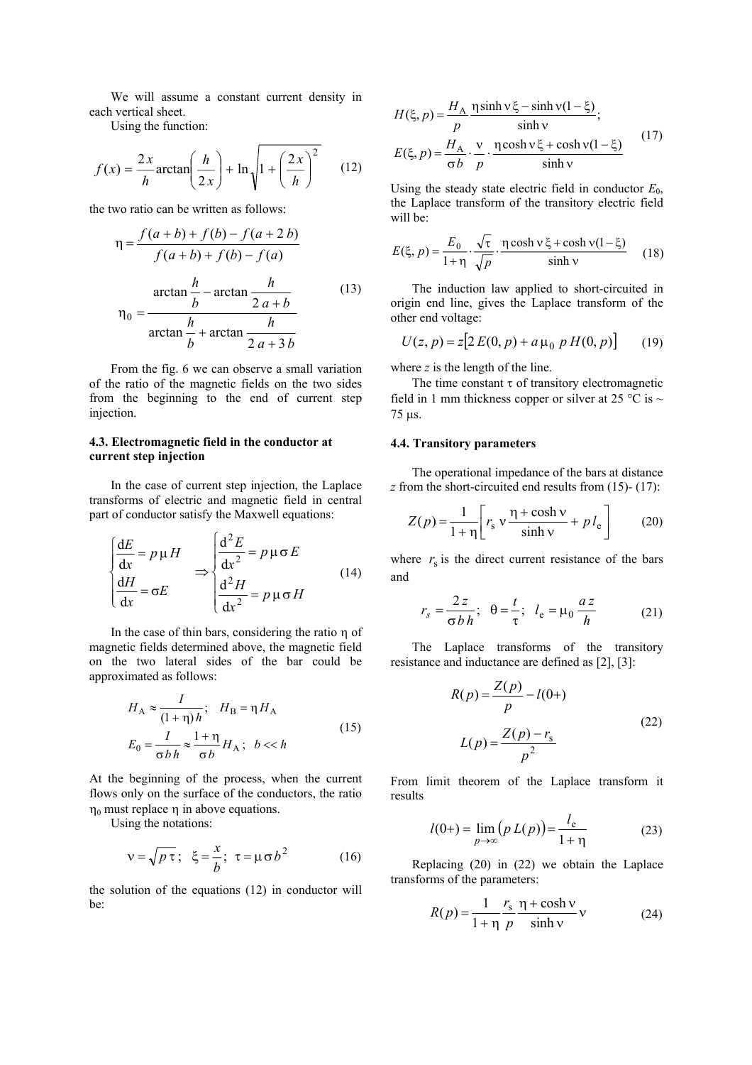We will assume a constant current density in each vertical sheet.

Using the function:

$$f(x) = \frac{2x}{h}\arctan\left(\frac{h}{2x}\right) + \ln\sqrt{1+\left(\frac{2x}{h}\right)^2} \tag{12}$$

the two ratio can be written as follows:

$$\eta = \frac{f(a+b)+f(b)-f(a+2b)}{f(a+b)+f(b)-f(a)}$$

$$\eta_0 = \frac{\arctan\dfrac{h}{b} - \arctan\dfrac{h}{2a+b}}{\arctan\dfrac{h}{b} + \arctan\dfrac{h}{2a+3b}} \tag{13}$$

From the fig. 6 we can observe a small variation of the ratio of the magnetic fields on the two sides from the beginning to the end of current step injection.

### 4.3. Electromagnetic field in the conductor at current step injection

In the case of current step injection, the Laplace transforms of electric and magnetic field in central part of conductor satisfy the Maxwell equations:

$$\begin{cases} \dfrac{\mathrm{d}E}{\mathrm{d}x} = p\,\mu\,H \\ \dfrac{\mathrm{d}H}{\mathrm{d}x} = \sigma E \end{cases} \Rightarrow \begin{cases} \dfrac{\mathrm{d}^2 E}{\mathrm{d}x^2} = p\,\mu\,\sigma\,E \\ \dfrac{\mathrm{d}^2 H}{\mathrm{d}x^2} = p\,\mu\,\sigma\,H \end{cases} \tag{14}$$

In the case of thin bars, considering the ratio $\eta$ of magnetic fields determined above, the magnetic field on the two lateral sides of the bar could be approximated as follows:

$$\begin{aligned} &H_\mathrm{A} \approx \frac{I}{(1+\eta)\,h}; \quad H_\mathrm{B} = \eta\,H_\mathrm{A} \\ &E_0 = \frac{I}{\sigma\,b\,h} \approx \frac{1+\eta}{\sigma\,b} H_\mathrm{A}; \; b << h \end{aligned} \tag{15}$$

At the beginning of the process, when the current flows only on the surface of the conductors, the ratio $\eta_0$ must replace $\eta$ in above equations.

Using the notations:

$$\nu = \sqrt{p\,\tau}; \quad \xi = \frac{x}{b}; \quad \tau = \mu\,\sigma\,b^2 \tag{16}$$

the solution of the equations (12) in conductor will be:

$$\begin{aligned} &H(\xi, p) = \frac{H_\mathrm{A}}{p}\,\frac{\eta \sinh \nu\,\xi - \sinh \nu(1-\xi)}{\sinh \nu}; \\ &E(\xi, p) = \frac{H_\mathrm{A}}{\sigma b}\cdot\frac{\nu}{p}\cdot\frac{\eta \cosh \nu\,\xi + \cosh \nu(1-\xi)}{\sinh \nu} \end{aligned} \tag{17}$$

Using the steady state electric field in conductor $E_0$, the Laplace transform of the transitory electric field will be:

$$E(\xi, p) = \frac{E_0}{1+\eta}\cdot\frac{\sqrt{\tau}}{\sqrt{p}}\cdot\frac{\eta \cosh \nu\,\xi + \cosh \nu(1-\xi)}{\sinh \nu} \tag{18}$$

The induction law applied to short-circuited in origin end line, gives the Laplace transform of the other end voltage:

$$U(z,p) = z\left[2\,E(0,p) + a\,\mu_0\;p\,H(0,p)\right] \tag{19}$$

where $z$ is the length of the line.

The time constant $\tau$ of transitory electromagnetic field in 1 mm thickness copper or silver at 25 °C is ~ 75 μs.

### 4.4. Transitory parameters

The operational impedance of the bars at distance $z$ from the short-circuited end results from (15)- (17):

$$Z(p) = \frac{1}{1+\eta}\left[r_\mathrm{s}\,\nu\frac{\eta + \cosh \nu}{\sinh \nu} + p\,l_\mathrm{e}\right] \tag{20}$$

where $r_\mathrm{s}$ is the direct current resistance of the bars and

$$r_s = \frac{2z}{\sigma b h}; \quad \theta = \frac{t}{\tau}; \quad l_\mathrm{e} = \mu_0\frac{a\,z}{h} \tag{21}$$

The Laplace transforms of the transitory resistance and inductance are defined as [2], [3]:

$$\begin{aligned} R(p) &= \frac{Z(p)}{p} - l(0+) \\ L(p) &= \frac{Z(p) - r_\mathrm{s}}{p^2} \end{aligned} \tag{22}$$

From limit theorem of the Laplace transform it results

$$l(0+) = \lim_{p\to\infty}\left(p\,L(p)\right) = \frac{l_\mathrm{e}}{1+\eta} \tag{23}$$

Replacing (20) in (22) we obtain the Laplace transforms of the parameters:

$$R(p) = \frac{1}{1+\eta}\,\frac{r_\mathrm{s}}{p}\,\frac{\eta + \cosh \nu}{\sinh \nu}\,\nu \tag{24}$$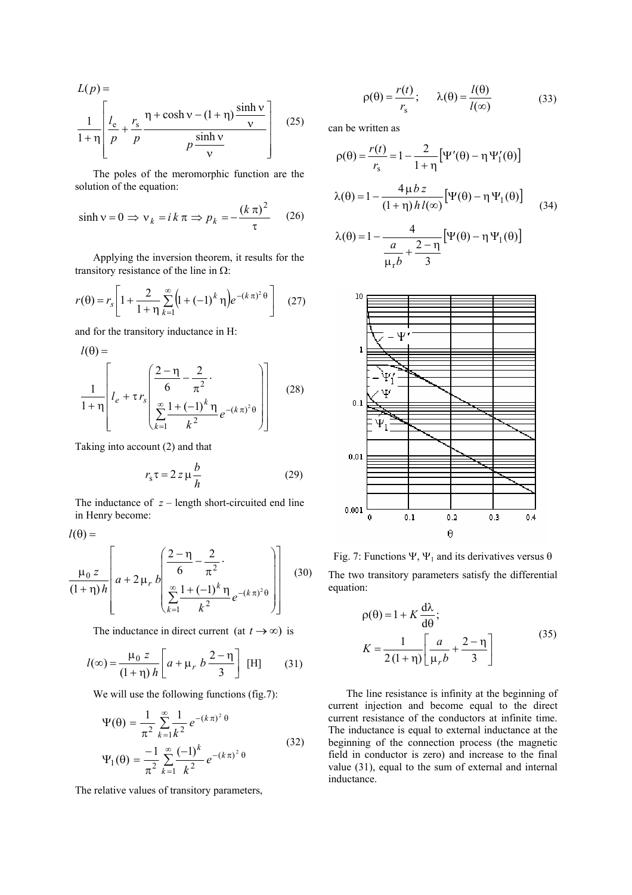$$L(p) = \frac{1}{1+\eta}\left[\frac{l_e}{p} + \frac{r_s}{p}\frac{\eta + \cosh\nu - (1+\eta)\dfrac{\sinh\nu}{\nu}}{p\dfrac{\sinh\nu}{\nu}}\right] \quad (25)$$

The poles of the meromorphic function are the solution of the equation:

$$\sinh\nu = 0 \Rightarrow \nu_k = i\,k\,\pi \Rightarrow p_k = -\frac{(k\,\pi)^2}{\tau} \quad (26)$$

Applying the inversion theorem, it results for the transitory resistance of the line in Ω:

$$r(\theta) = r_s\left[1 + \frac{2}{1+\eta}\sum_{k=1}^{\infty}\left(1 + (-1)^k\eta\right)e^{-(k\pi)^2\theta}\right] \quad (27)$$

and for the transitory inductance in H:

$$l(\theta) = \frac{1}{1+\eta}\left[l_e + \tau\, r_s\left(\frac{2-\eta}{6} - \frac{2}{\pi^2}\cdot\sum_{k=1}^{\infty}\frac{1+(-1)^k\eta}{k^2}e^{-(k\pi)^2\theta}\right)\right] \quad (28)$$

Taking into account (2) and that

$$r_s\tau = 2\,z\,\mu\frac{b}{h} \quad (29)$$

The inductance of $z$ – length short-circuited end line in Henry become:

$$l(\theta) = \frac{\mu_0\, z}{(1+\eta)\,h}\left[a + 2\,\mu_r\, b\left(\frac{2-\eta}{6} - \frac{2}{\pi^2}\cdot\sum_{k=1}^{\infty}\frac{1+(-1)^k\eta}{k^2}e^{-(k\pi)^2\theta}\right)\right] \quad (30)$$

The inductance in direct current (at $t \to \infty$) is

$$l(\infty) = \frac{\mu_0\, z}{(1+\eta)\,h}\left[a + \mu_r\, b\frac{2-\eta}{3}\right] \text{ [H]} \quad (31)$$

We will use the following functions (fig.7):

$$\Psi(\theta) = \frac{1}{\pi^2}\sum_{k=1}^{\infty}\frac{1}{k^2}e^{-(k\pi)^2\theta}$$
$$\Psi_1(\theta) = \frac{-1}{\pi^2}\sum_{k=1}^{\infty}\frac{(-1)^k}{k^2}e^{-(k\pi)^2\theta} \quad (32)$$

The relative values of transitory parameters,

$$\rho(\theta) = \frac{r(t)}{r_s}; \qquad \lambda(\theta) = \frac{l(\theta)}{l(\infty)} \quad (33)$$

can be written as

$$\rho(\theta) = \frac{r(t)}{r_s} = 1 - \frac{2}{1+\eta}\left[\Psi'(\theta) - \eta\,\Psi_1'(\theta)\right]$$
$$\lambda(\theta) = 1 - \frac{4\,\mu\, b\, z}{(1+\eta)\,h\,l(\infty)}\left[\Psi(\theta) - \eta\,\Psi_1(\theta)\right] \quad (34)$$
$$\lambda(\theta) = 1 - \frac{4}{\dfrac{a}{\mu_r b} + \dfrac{2-\eta}{3}}\left[\Psi(\theta) - \eta\,\Psi_1(\theta)\right]$$

Fig. 7: Functions $\Psi$, $\Psi_1$ and its derivatives versus $\theta$

The two transitory parameters satisfy the differential equation:

$$\rho(\theta) = 1 + K\frac{d\lambda}{d\theta};$$
$$K = \frac{1}{2\,(1+\eta)}\left[\frac{a}{\mu_r b} + \frac{2-\eta}{3}\right] \quad (35)$$

The line resistance is infinity at the beginning of current injection and become equal to the direct current resistance of the conductors at infinite time. The inductance is equal to external inductance at the beginning of the connection process (the magnetic field in conductor is zero) and increase to the final value (31), equal to the sum of external and internal inductance.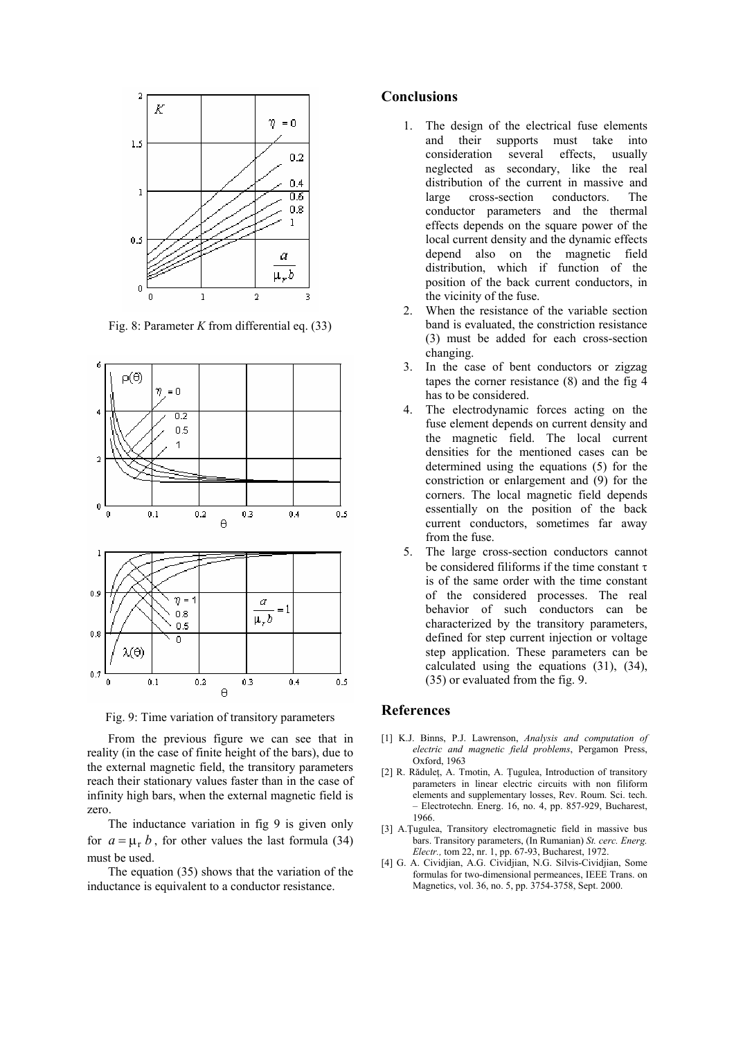K

$\eta = 0$

0.2

0.4

0.6

0.8

1

$\frac{a}{\mu_r b}$

0 1 2 3

0 0.5 1 1.5 2

Fig. 8: Parameter $K$ from differential eq. (33)

$\rho(\theta)$

$\eta = 0$

0.2

0.5

1

0 0.1 0.2 0.3 0.4 0.5

$\theta$

0 2 4 6

$\eta = 1$

0.8

0.5

0

$\frac{a}{\mu_r b} = 1$

$\lambda(\theta)$

0 0.1 0.2 0.3 0.4 0.5

$\theta$

0.7 0.8 0.9 1

Fig. 9: Time variation of transitory parameters

From the previous figure we can see that in reality (in the case of finite height of the bars), due to the external magnetic field, the transitory parameters reach their stationary values faster than in the case of infinity high bars, when the external magnetic field is zero.

The inductance variation in fig 9 is given only for $a = \mu_r b$, for other values the last formula (34) must be used.

The equation (35) shows that the variation of the inductance is equivalent to a conductor resistance.

## Conclusions

1. The design of the electrical fuse elements and their supports must take into consideration several effects, usually neglected as secondary, like the real distribution of the current in massive and large cross-section conductors. The conductor parameters and the thermal effects depends on the square power of the local current density and the dynamic effects depend also on the magnetic field distribution, which if function of the position of the back current conductors, in the vicinity of the fuse.
2. When the resistance of the variable section band is evaluated, the constriction resistance (3) must be added for each cross-section changing.
3. In the case of bent conductors or zigzag tapes the corner resistance (8) and the fig 4 has to be considered.
4. The electrodynamic forces acting on the fuse element depends on current density and the magnetic field. The local current densities for the mentioned cases can be determined using the equations (5) for the constriction or enlargement and (9) for the corners. The local magnetic field depends essentially on the position of the back current conductors, sometimes far away from the fuse.
5. The large cross-section conductors cannot be considered filiforms if the time constant $\tau$ is of the same order with the time constant of the considered processes. The real behavior of such conductors can be characterized by the transitory parameters, defined for step current injection or voltage step application. These parameters can be calculated using the equations (31), (34), (35) or evaluated from the fig. 9.

## References

[1] K.J. Binns, P.J. Lawrenson, *Analysis and computation of electric and magnetic field problems*, Pergamon Press, Oxford, 1963

[2] R. Răduleț, A. Tmotin, A. Țugulea, Introduction of transitory parameters in linear electric circuits with non filiform elements and supplementary losses, Rev. Roum. Sci. tech. – Electrotechn. Energ. 16, no. 4, pp. 857-929, Bucharest, 1966.

[3] A.Țugulea, Transitory electromagnetic field in massive bus bars. Transitory parameters, (In Rumanian) *St. cerc. Energ. Electr.*, tom 22, nr. 1, pp. 67-93, Bucharest, 1972.

[4] G. A. Cividjian, A.G. Cividjian, N.G. Silvis-Cividjian, Some formulas for two-dimensional permeances, IEEE Trans. on Magnetics, vol. 36, no. 5, pp. 3754-3758, Sept. 2000.